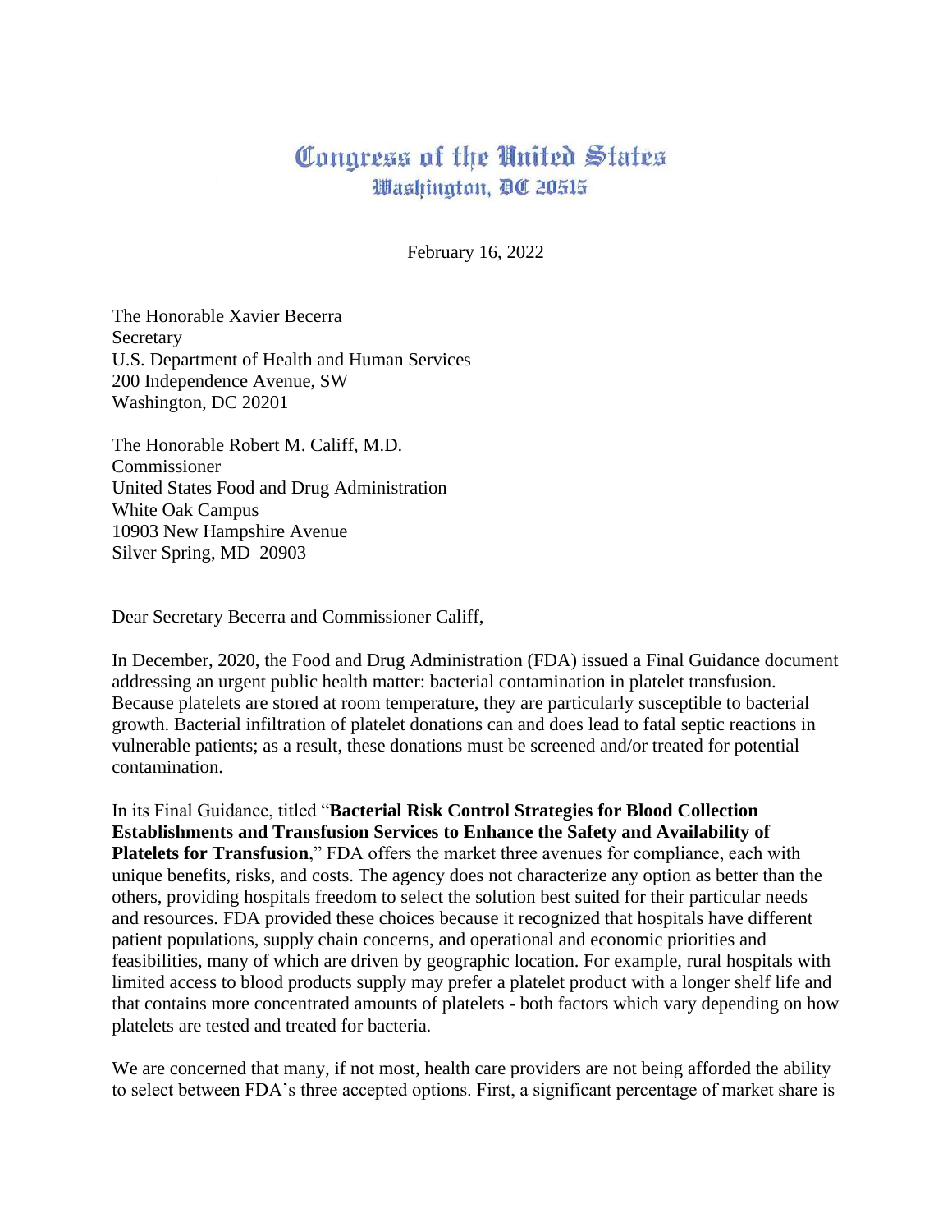# Congress of the United States
## Washington, DC 20515

February 16, 2022

The Honorable Xavier Becerra
Secretary
U.S. Department of Health and Human Services
200 Independence Avenue, SW
Washington, DC 20201

The Honorable Robert M. Califf, M.D.
Commissioner
United States Food and Drug Administration
White Oak Campus
10903 New Hampshire Avenue
Silver Spring, MD 20903

Dear Secretary Becerra and Commissioner Califf,

In December, 2020, the Food and Drug Administration (FDA) issued a Final Guidance document addressing an urgent public health matter: bacterial contamination in platelet transfusion. Because platelets are stored at room temperature, they are particularly susceptible to bacterial growth. Bacterial infiltration of platelet donations can and does lead to fatal septic reactions in vulnerable patients; as a result, these donations must be screened and/or treated for potential contamination.

In its Final Guidance, titled "**Bacterial Risk Control Strategies for Blood Collection Establishments and Transfusion Services to Enhance the Safety and Availability of Platelets for Transfusion**," FDA offers the market three avenues for compliance, each with unique benefits, risks, and costs. The agency does not characterize any option as better than the others, providing hospitals freedom to select the solution best suited for their particular needs and resources. FDA provided these choices because it recognized that hospitals have different patient populations, supply chain concerns, and operational and economic priorities and feasibilities, many of which are driven by geographic location. For example, rural hospitals with limited access to blood products supply may prefer a platelet product with a longer shelf life and that contains more concentrated amounts of platelets - both factors which vary depending on how platelets are tested and treated for bacteria.

We are concerned that many, if not most, health care providers are not being afforded the ability to select between FDA's three accepted options. First, a significant percentage of market share is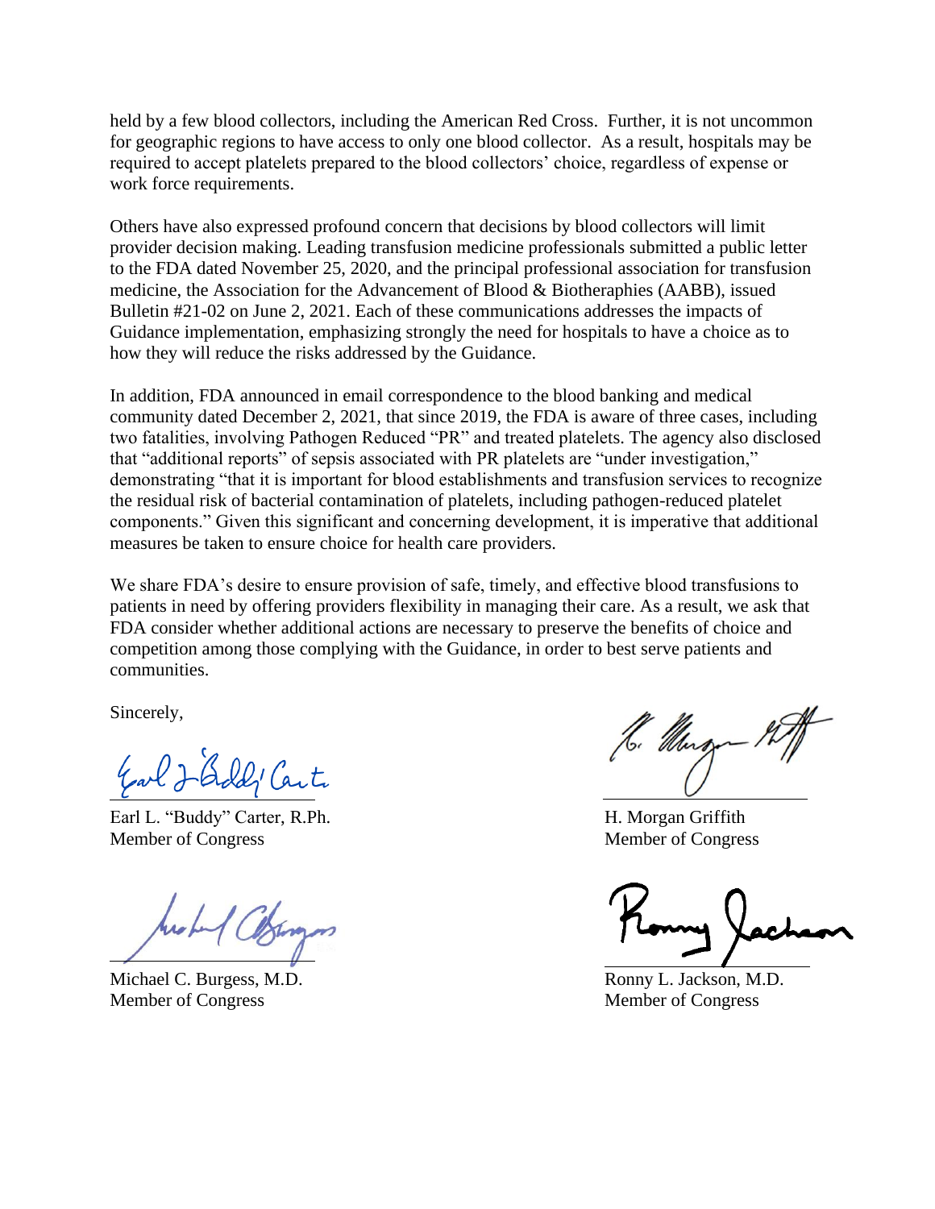held by a few blood collectors, including the American Red Cross. Further, it is not uncommon for geographic regions to have access to only one blood collector. As a result, hospitals may be required to accept platelets prepared to the blood collectors' choice, regardless of expense or work force requirements.

Others have also expressed profound concern that decisions by blood collectors will limit provider decision making. Leading transfusion medicine professionals submitted a public letter to the FDA dated November 25, 2020, and the principal professional association for transfusion medicine, the Association for the Advancement of Blood & Biotheraphies (AABB), issued Bulletin #21-02 on June 2, 2021. Each of these communications addresses the impacts of Guidance implementation, emphasizing strongly the need for hospitals to have a choice as to how they will reduce the risks addressed by the Guidance.

In addition, FDA announced in email correspondence to the blood banking and medical community dated December 2, 2021, that since 2019, the FDA is aware of three cases, including two fatalities, involving Pathogen Reduced "PR" and treated platelets. The agency also disclosed that "additional reports" of sepsis associated with PR platelets are "under investigation," demonstrating "that it is important for blood establishments and transfusion services to recognize the residual risk of bacterial contamination of platelets, including pathogen-reduced platelet components." Given this significant and concerning development, it is imperative that additional measures be taken to ensure choice for health care providers.

We share FDA's desire to ensure provision of safe, timely, and effective blood transfusions to patients in need by offering providers flexibility in managing their care. As a result, we ask that FDA consider whether additional actions are necessary to preserve the benefits of choice and competition among those complying with the Guidance, in order to best serve patients and communities.

Sincerely,

Earl L. "Buddy" Carter, R.Ph.
Member of Congress

H. Morgan Griffith
Member of Congress

Michael C. Burgess, M.D.
Member of Congress

Ronny L. Jackson, M.D.
Member of Congress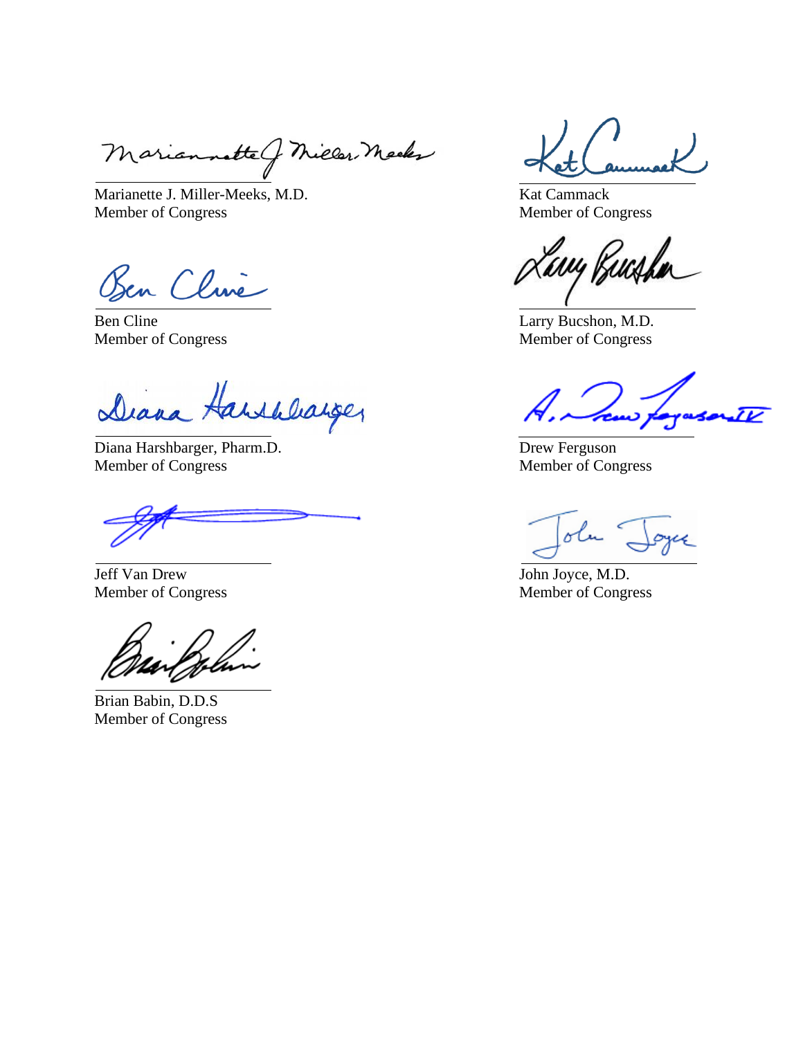Marianette J. Miller-Meeks, M.D.
Member of Congress

Kat Cammack
Member of Congress

Ben Cline
Member of Congress

Larry Bucshon, M.D.
Member of Congress

Diana Harshbarger, Pharm.D.
Member of Congress

Drew Ferguson
Member of Congress

Jeff Van Drew
Member of Congress

John Joyce, M.D.
Member of Congress

Brian Babin, D.D.S
Member of Congress